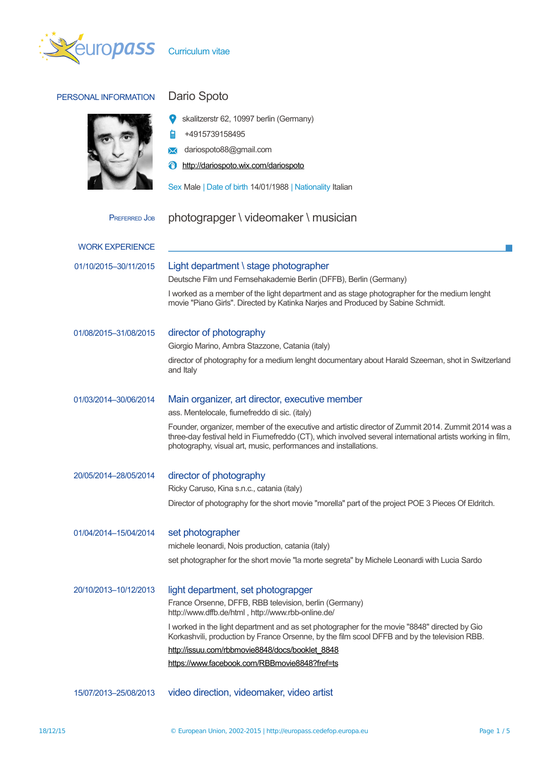# Curriculum vitae

## PERSONAL INFORMATION

**Dario Spoto**

skalitzerstr 62, 10997 berlin (Germany)

+4915739158495

dariospoto88@gmail.com

http://dariospoto.wix.com/dariospoto

Sex Male | Date of birth 14/01/1988 | Nationality Italian

## PREFERRED JOB

photograpger \ videomaker \ musician

## WORK EXPERIENCE

**01/10/2015–30/11/2015**

### Light department \ stage photographer

Deutsche Film und Fernsehakademie Berlin (DFFB), Berlin (Germany)

I worked as a member of the light department and as stage photographer for the medium lenght movie "Piano Girls". Directed by Katinka Narjes and Produced by Sabine Schmidt.

**01/08/2015–31/08/2015**

### director of photography

Giorgio Marino, Ambra Stazzone, Catania (italy)

director of photography for a medium lenght documentary about Harald Szeeman, shot in Switzerland and Italy

**01/03/2014–30/06/2014**

### Main organizer, art director, executive member

ass. Mentelocale, fiumefreddo di sic. (italy)

Founder, organizer, member of the executive and artistic director of Zummit 2014. Zummit 2014 was a three-day festival held in Fiumefreddo (CT), which involved several international artists working in film, photography, visual art, music, performances and installations.

**20/05/2014–28/05/2014**

### director of photography

Ricky Caruso, Kina s.n.c., catania (italy)

Director of photography for the short movie "morella" part of the project POE 3 Pieces Of Eldritch.

**01/04/2014–15/04/2014**

### set photographer

michele leonardi, Nois production, catania (italy)

set photographer for the short movie "la morte segreta" by Michele Leonardi with Lucia Sardo

**20/10/2013–10/12/2013**

### light department, set photograpger

France Orsenne, DFFB, RBB television, berlin (Germany)
http://www.dffb.de/html , http://www.rbb-online.de/

I worked in the light department and as set photographer for the movie "8848" directed by Gio Korkashvili, production by France Orsenne, by the film scool DFFB and by the television RBB.

http://issuu.com/rbbmovie8848/docs/booklet_8848

https://www.facebook.com/RBBmovie8848?fref=ts

**15/07/2013–25/08/2013**

### video direction, videomaker, video artist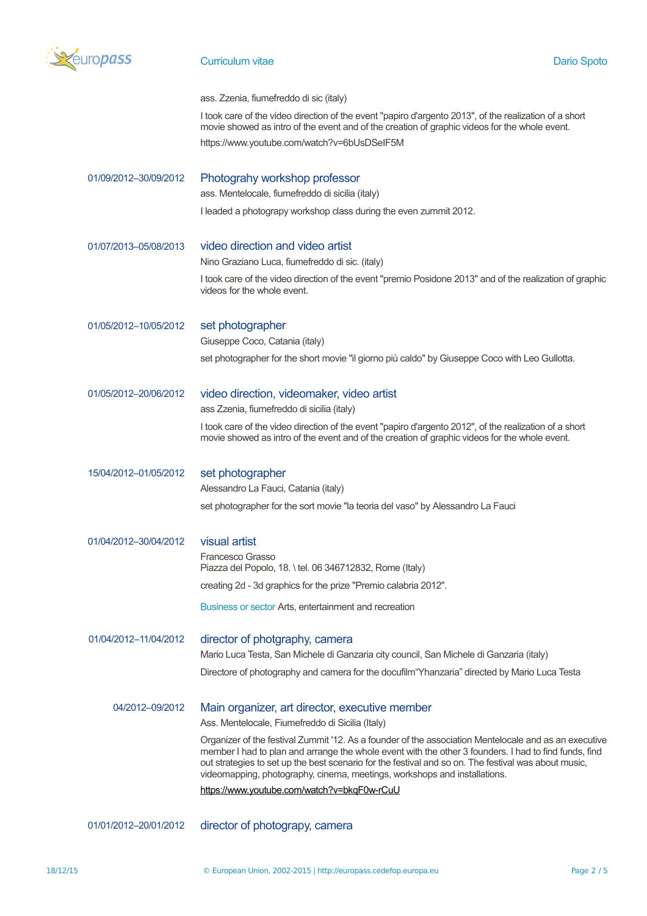ass. Zzenia, fiumefreddo di sic (italy)

I took care of the video direction of the event "papiro d'argento 2013", of the realization of a short movie showed as intro of the event and of the creation of graphic videos for the whole event.

https://www.youtube.com/watch?v=6bUsDSeIF5M

01/09/2012–30/09/2012 **Photograhy workshop professor**

ass. Mentelocale, fiumefreddo di sicilia (italy)

I leaded a photograpy workshop class during the even zummit 2012.

01/07/2013–05/08/2013 **video direction and video artist**

Nino Graziano Luca, fiumefreddo di sic. (italy)

I took care of the video direction of the event "premio Posidone 2013" and of the realization of graphic videos for the whole event.

01/05/2012–10/05/2012 **set photographer**

Giuseppe Coco, Catania (italy)

set photographer for the short movie "il giorno più caldo" by Giuseppe Coco with Leo Gullotta.

01/05/2012–20/06/2012 **video direction, videomaker, video artist**

ass Zzenia, fiumefreddo di sicilia (italy)

I took care of the video direction of the event "papiro d'argento 2012", of the realization of a short movie showed as intro of the event and of the creation of graphic videos for the whole event.

15/04/2012–01/05/2012 **set photographer**

Alessandro La Fauci, Catania (italy)

set photographer for the sort movie "la teoria del vaso" by Alessandro La Fauci

01/04/2012–30/04/2012 **visual artist**

Francesco Grasso
Piazza del Popolo, 18. \ tel. 06 346712832, Rome (Italy)

creating 2d - 3d graphics for the prize "Premio calabria 2012".

Business or sector Arts, entertainment and recreation

01/04/2012–11/04/2012 **director of photgraphy, camera**

Mario Luca Testa, San Michele di Ganzaria city council, San Michele di Ganzaria (italy)

Directore of photography and camera for the docufilm“Yhanzaria” directed by Mario Luca Testa

04/2012–09/2012 **Main organizer, art director, executive member**

Ass. Mentelocale, Fiumefreddo di Sicilia (Italy)

Organizer of the festival Zummit '12. As a founder of the association Mentelocale and as an executive member I had to plan and arrange the whole event with the other 3 founders. I had to find funds, find out strategies to set up the best scenario for the festival and so on. The festival was about music, videomapping, photography, cinema, meetings, workshops and installations.

https://www.youtube.com/watch?v=bkqF0w-rCuU

01/01/2012–20/01/2012 **director of photograpy, camera**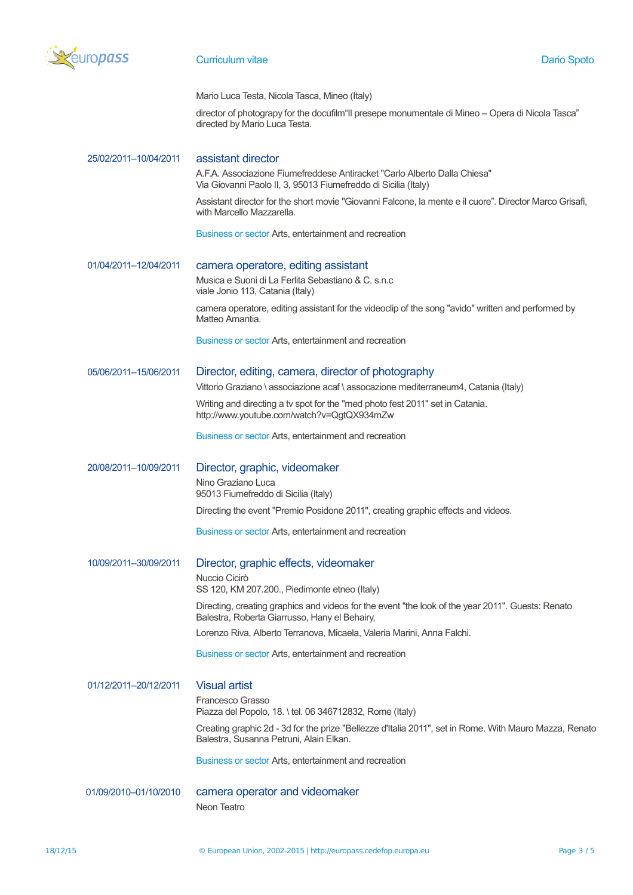Mario Luca Testa, Nicola Tasca, Mineo (Italy)

director of photography for the docufilm"Il presepe monumentale di Mineo – Opera di Nicola Tasca" directed by Mario Luca Testa.

25/02/2011–10/04/2011 **assistant director**

A.F.A. Associazione Fiumefreddese Antiracket "Carlo Alberto Dalla Chiesa"
Via Giovanni Paolo II, 3, 95013 Fiumefreddo di Sicilia (Italy)

Assistant director for the short movie "Giovanni Falcone, la mente e il cuore". Director Marco Grisafi, with Marcello Mazzarella.

Business or sector Arts, entertainment and recreation

01/04/2011–12/04/2011 **camera operatore, editing assistant**

Musica e Suoni di La Ferlita Sebastiano & C. s.n.c
viale Jonio 113, Catania (Italy)

camera operatore, editing assistant for the videoclip of the song "avido" written and performed by Matteo Amantia.

Business or sector Arts, entertainment and recreation

05/06/2011–15/06/2011 **Director, editing, camera, director of photography**

Vittorio Graziano \ associazione acaf \ assocazione mediterraneum4, Catania (Italy)

Writing and directing a tv spot for the "med photo fest 2011" set in Catania.
http://www.youtube.com/watch?v=QgtQX934mZw

Business or sector Arts, entertainment and recreation

20/08/2011–10/09/2011 **Director, graphic, videomaker**

Nino Graziano Luca
95013 Fiumefreddo di Sicilia (Italy)

Directing the event "Premio Posidone 2011", creating graphic effects and videos.

Business or sector Arts, entertainment and recreation

10/09/2011–30/09/2011 **Director, graphic effects, videomaker**

Nuccio Cicirò
SS 120, KM 207.200., Piedimonte etneo (Italy)

Directing, creating graphics and videos for the event "the look of the year 2011". Guests: Renato Balestra, Roberta Giarrusso, Hany el Behairy,

Lorenzo Riva, Alberto Terranova, Micaela, Valeria Marini, Anna Falchi.

Business or sector Arts, entertainment and recreation

01/12/2011–20/12/2011 **Visual artist**

Francesco Grasso
Piazza del Popolo, 18. \ tel. 06 346712832, Rome (Italy)

Creating graphic 2d - 3d for the prize "Bellezze d'Italia 2011", set in Rome. With Mauro Mazza, Renato Balestra, Susanna Petruni, Alain Elkan.

Business or sector Arts, entertainment and recreation

01/09/2010–01/10/2010 **camera operator and videomaker**

Neon Teatro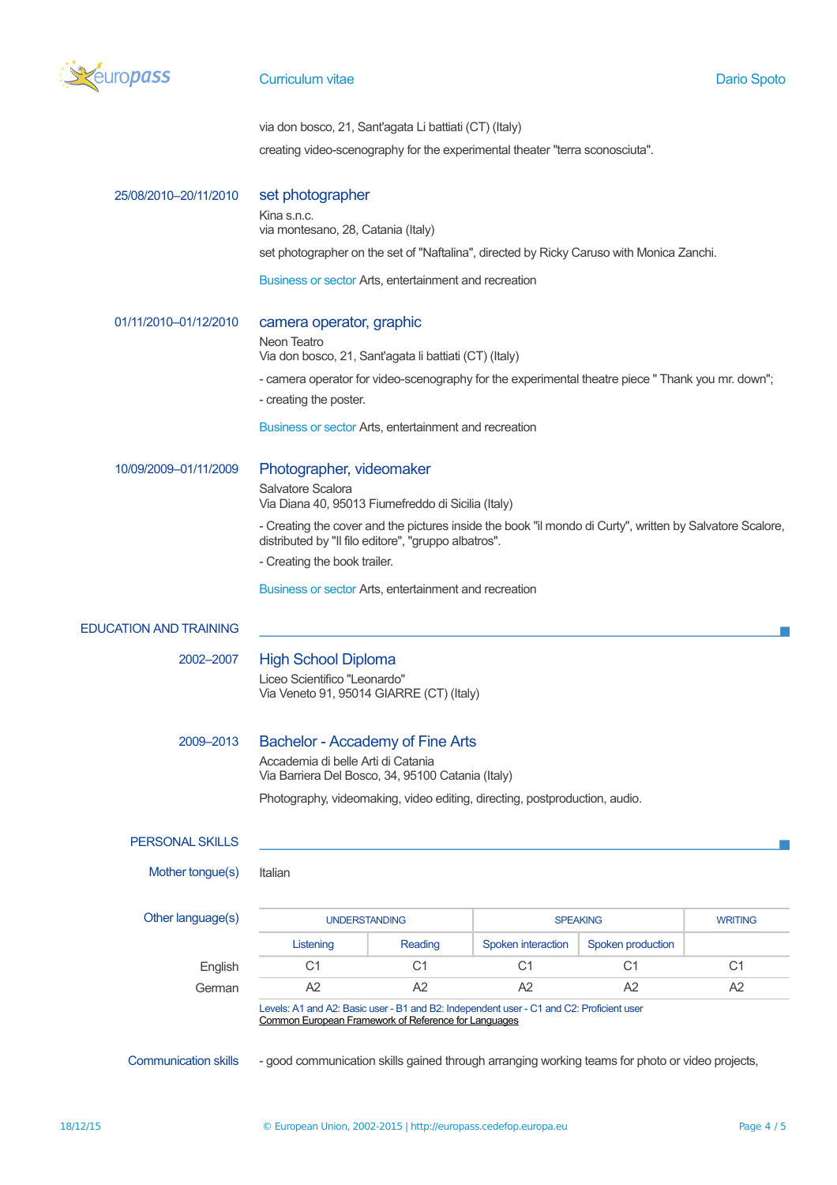via don bosco, 21, Sant'agata Li battiati (CT) (Italy)

creating video-scenography for the experimental theater "terra sconosciuta".

25/08/2010–20/11/2010

### set photographer

Kina s.n.c.
via montesano, 28, Catania (Italy)

set photographer on the set of "Naftalina", directed by Ricky Caruso with Monica Zanchi.

Business or sector Arts, entertainment and recreation

01/11/2010–01/12/2010

### camera operator, graphic

Neon Teatro
Via don bosco, 21, Sant'agata li battiati (CT) (Italy)

- camera operator for video-scenography for the experimental theatre piece " Thank you mr. down";
- creating the poster.

Business or sector Arts, entertainment and recreation

10/09/2009–01/11/2009

### Photographer, videomaker

Salvatore Scalora
Via Diana 40, 95013 Fiumefreddo di Sicilia (Italy)

- Creating the cover and the pictures inside the book "il mondo di Curty", written by Salvatore Scalore, distributed by "Il filo editore", "gruppo albatros".
- Creating the book trailer.

Business or sector Arts, entertainment and recreation

## EDUCATION AND TRAINING

2002–2007

### High School Diploma

Liceo Scientifico "Leonardo"
Via Veneto 91, 95014 GIARRE (CT) (Italy)

2009–2013

### Bachelor - Accademy of Fine Arts

Accademia di belle Arti di Catania
Via Barriera Del Bosco, 34, 95100 Catania (Italy)

Photography, videomaking, video editing, directing, postproduction, audio.

## PERSONAL SKILLS

Mother tongue(s): Italian

Other language(s)

| | UNDERSTANDING | | SPEAKING | | WRITING |
|---|---|---|---|---|---|
| | Listening | Reading | Spoken interaction | Spoken production | |
| English | C1 | C1 | C1 | C1 | C1 |
| German | A2 | A2 | A2 | A2 | A2 |

Levels: A1 and A2: Basic user - B1 and B2: Independent user - C1 and C2: Proficient user
Common European Framework of Reference for Languages

Communication skills

- good communication skills gained through arranging working teams for photo or video projects,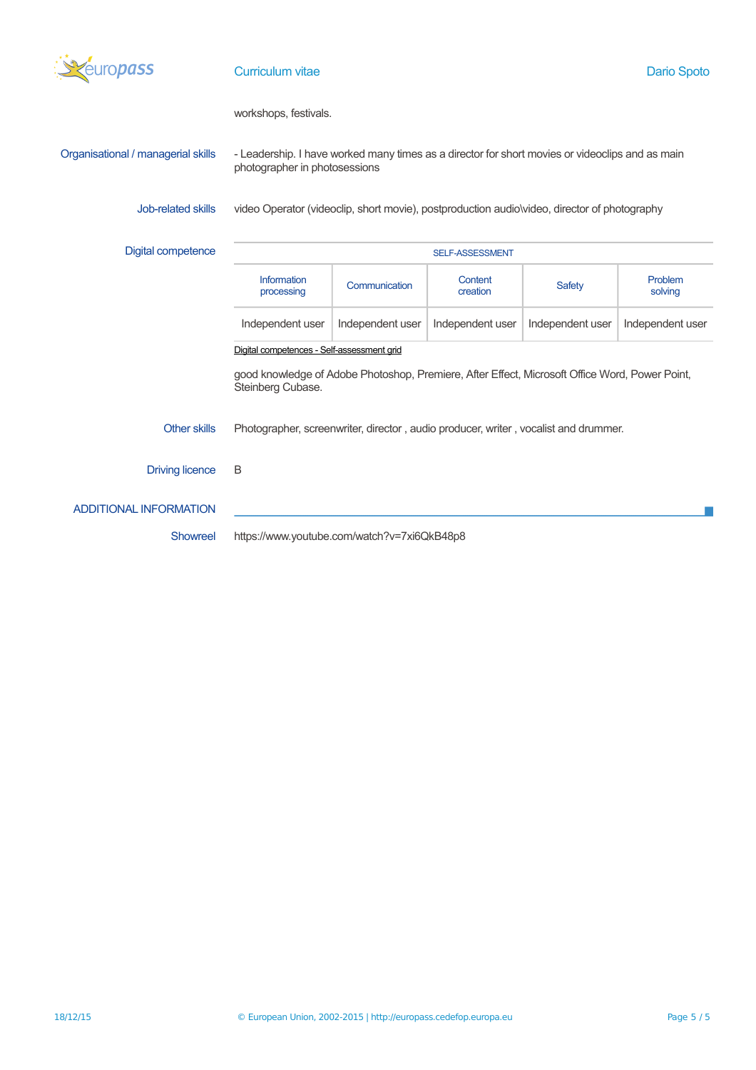workshops, festivals.

**Organisational / managerial skills**

- Leadership. I have worked many times as a director for short movies or videoclips and as main photographer in photosessions

**Job-related skills**

video Operator (videoclip, short movie), postproduction audio\video, director of photography

**Digital competence**

| SELF-ASSESSMENT | | | | |
|---|---|---|---|---|
| Information processing | Communication | Content creation | Safety | Problem solving |
| Independent user | Independent user | Independent user | Independent user | Independent user |

Digital competences - Self-assessment grid

good knowledge of Adobe Photoshop, Premiere, After Effect, Microsoft Office Word, Power Point, Steinberg Cubase.

**Other skills**

Photographer, screenwriter, director , audio producer, writer , vocalist and drummer.

**Driving licence**

B

## ADDITIONAL INFORMATION

**Showreel**

https://www.youtube.com/watch?v=7xi6QkB48p8